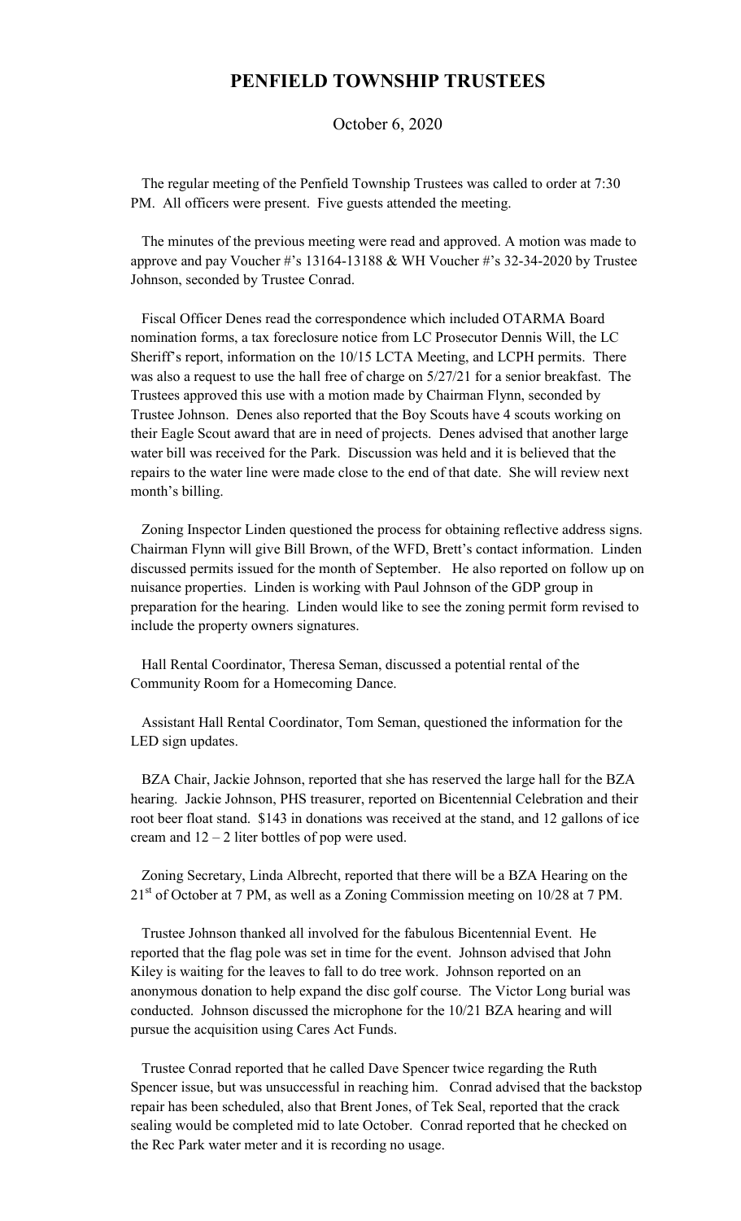# PENFIELD TOWNSHIP TRUSTEES

October 6, 2020

The regular meeting of the Penfield Township Trustees was called to order at 7:30 PM. All officers were present. Five guests attended the meeting.

The minutes of the previous meeting were read and approved. A motion was made to approve and pay Voucher #'s 13164-13188 & WH Voucher #'s 32-34-2020 by Trustee Johnson, seconded by Trustee Conrad.

Fiscal Officer Denes read the correspondence which included OTARMA Board nomination forms, a tax foreclosure notice from LC Prosecutor Dennis Will, the LC Sheriff's report, information on the 10/15 LCTA Meeting, and LCPH permits. There was also a request to use the hall free of charge on 5/27/21 for a senior breakfast. The Trustees approved this use with a motion made by Chairman Flynn, seconded by Trustee Johnson. Denes also reported that the Boy Scouts have 4 scouts working on their Eagle Scout award that are in need of projects. Denes advised that another large water bill was received for the Park. Discussion was held and it is believed that the repairs to the water line were made close to the end of that date. She will review next month's billing.

Zoning Inspector Linden questioned the process for obtaining reflective address signs. Chairman Flynn will give Bill Brown, of the WFD, Brett's contact information. Linden discussed permits issued for the month of September. He also reported on follow up on nuisance properties. Linden is working with Paul Johnson of the GDP group in preparation for the hearing. Linden would like to see the zoning permit form revised to include the property owners signatures.

Hall Rental Coordinator, Theresa Seman, discussed a potential rental of the Community Room for a Homecoming Dance.

Assistant Hall Rental Coordinator, Tom Seman, questioned the information for the LED sign updates.

BZA Chair, Jackie Johnson, reported that she has reserved the large hall for the BZA hearing. Jackie Johnson, PHS treasurer, reported on Bicentennial Celebration and their root beer float stand. $143 in donations was received at the stand, and 12 gallons of ice cream and 12 – 2 liter bottles of pop were used.

Zoning Secretary, Linda Albrecht, reported that there will be a BZA Hearing on the 21st of October at 7 PM, as well as a Zoning Commission meeting on 10/28 at 7 PM.

Trustee Johnson thanked all involved for the fabulous Bicentennial Event. He reported that the flag pole was set in time for the event. Johnson advised that John Kiley is waiting for the leaves to fall to do tree work. Johnson reported on an anonymous donation to help expand the disc golf course. The Victor Long burial was conducted. Johnson discussed the microphone for the 10/21 BZA hearing and will pursue the acquisition using Cares Act Funds.

Trustee Conrad reported that he called Dave Spencer twice regarding the Ruth Spencer issue, but was unsuccessful in reaching him. Conrad advised that the backstop repair has been scheduled, also that Brent Jones, of Tek Seal, reported that the crack sealing would be completed mid to late October. Conrad reported that he checked on the Rec Park water meter and it is recording no usage.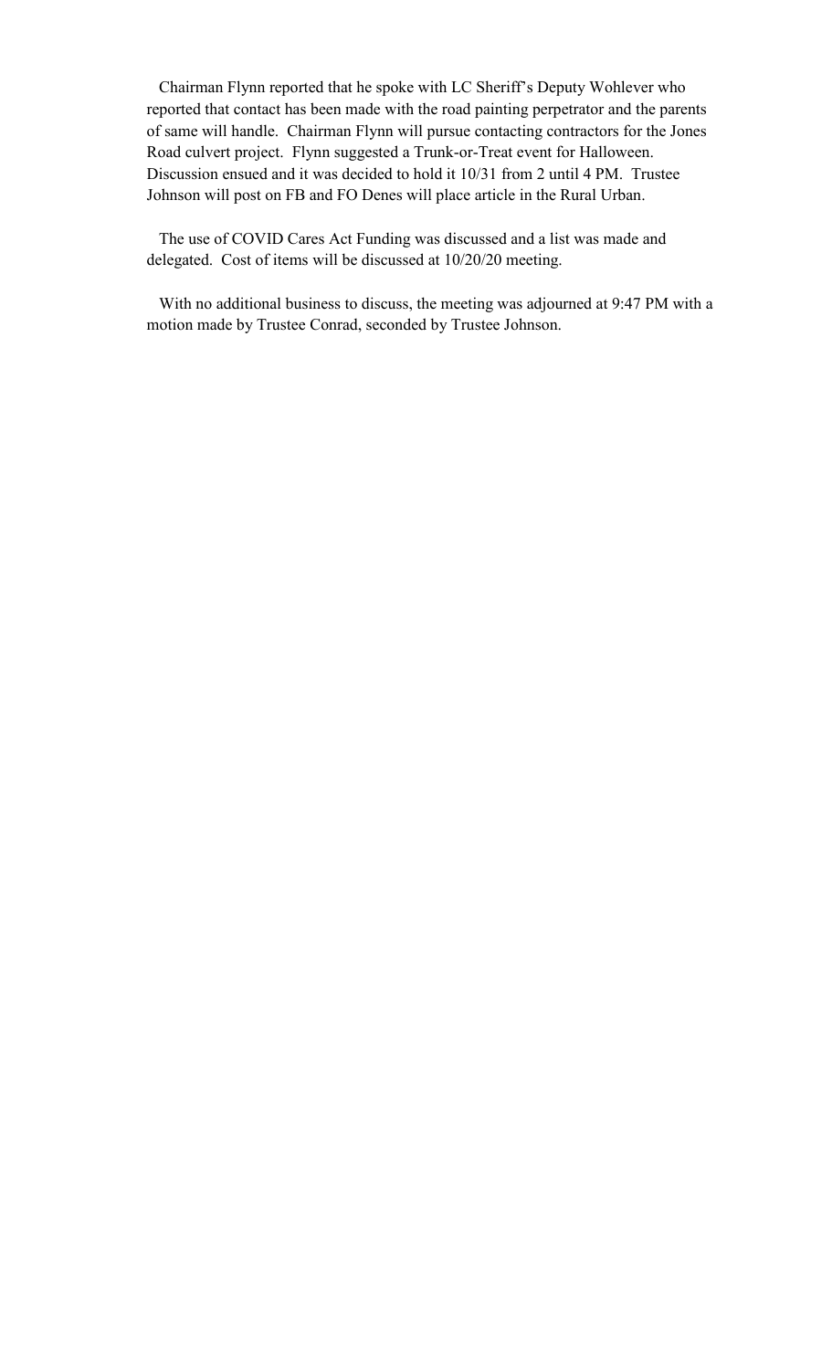Chairman Flynn reported that he spoke with LC Sheriff's Deputy Wohlever who reported that contact has been made with the road painting perpetrator and the parents of same will handle. Chairman Flynn will pursue contacting contractors for the Jones Road culvert project. Flynn suggested a Trunk-or-Treat event for Halloween. Discussion ensued and it was decided to hold it 10/31 from 2 until 4 PM. Trustee Johnson will post on FB and FO Denes will place article in the Rural Urban.

The use of COVID Cares Act Funding was discussed and a list was made and delegated. Cost of items will be discussed at 10/20/20 meeting.

With no additional business to discuss, the meeting was adjourned at 9:47 PM with a motion made by Trustee Conrad, seconded by Trustee Johnson.